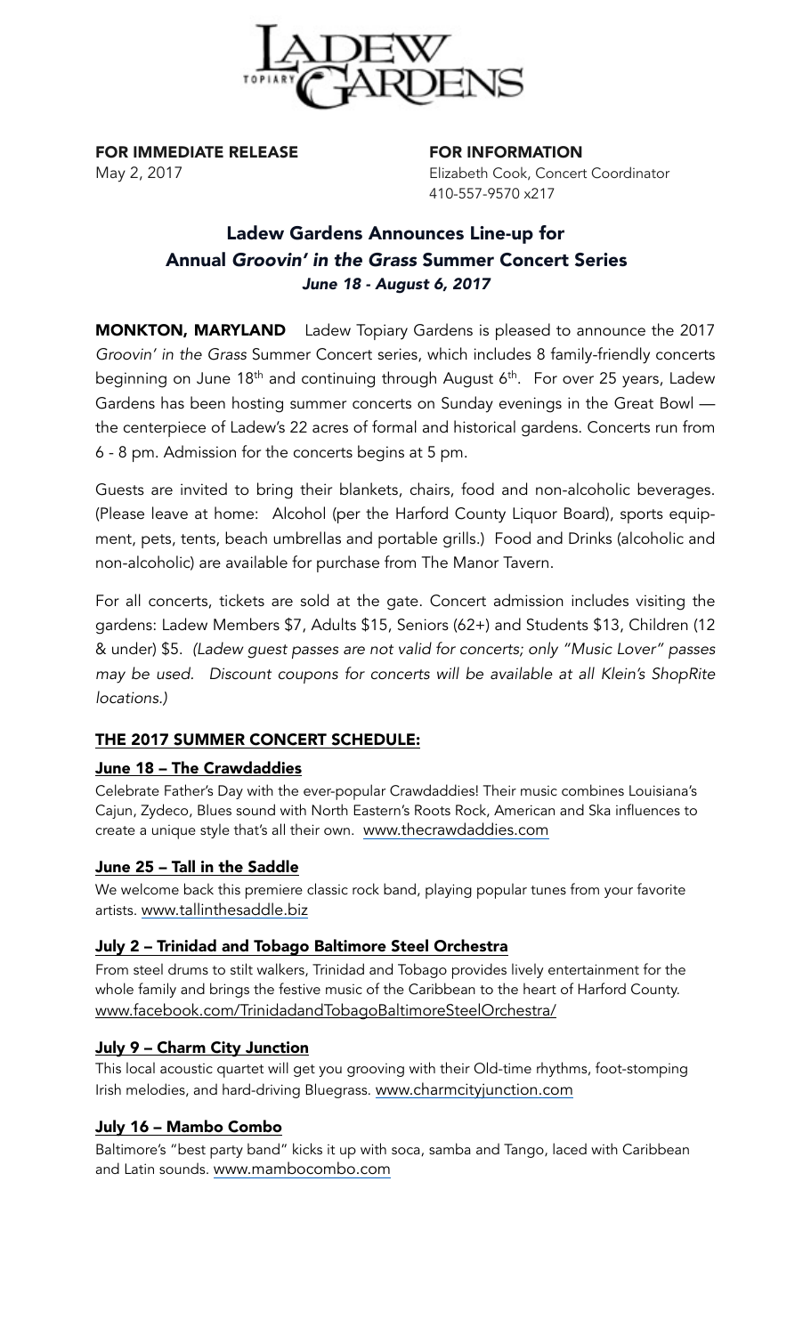LADEW TOPIARY GARDENS

**FOR IMMEDIATE RELEASE**
May 2, 2017

**FOR INFORMATION**
Elizabeth Cook, Concert Coordinator
410-557-9570 x217

# Ladew Gardens Announces Line-up for Annual *Groovin' in the Grass* Summer Concert Series

### *June 18 - August 6, 2017*

**MONKTON, MARYLAND** Ladew Topiary Gardens is pleased to announce the 2017 *Groovin' in the Grass* Summer Concert series, which includes 8 family-friendly concerts beginning on June 18th and continuing through August 6th. For over 25 years, Ladew Gardens has been hosting summer concerts on Sunday evenings in the Great Bowl — the centerpiece of Ladew's 22 acres of formal and historical gardens. Concerts run from 6 - 8 pm. Admission for the concerts begins at 5 pm.

Guests are invited to bring their blankets, chairs, food and non-alcoholic beverages. (Please leave at home: Alcohol (per the Harford County Liquor Board), sports equipment, pets, tents, beach umbrellas and portable grills.) Food and Drinks (alcoholic and non-alcoholic) are available for purchase from The Manor Tavern.

For all concerts, tickets are sold at the gate. Concert admission includes visiting the gardens: Ladew Members $7, Adults $15, Seniors (62+) and Students $13, Children (12 & under) $5. *(Ladew guest passes are not valid for concerts; only "Music Lover" passes may be used. Discount coupons for concerts will be available at all Klein's ShopRite locations.)*

## THE 2017 SUMMER CONCERT SCHEDULE:

### June 18 – The Crawdaddies

Celebrate Father's Day with the ever-popular Crawdaddies! Their music combines Louisiana's Cajun, Zydeco, Blues sound with North Eastern's Roots Rock, American and Ska influences to create a unique style that's all their own. www.thecrawdaddies.com

### June 25 – Tall in the Saddle

We welcome back this premiere classic rock band, playing popular tunes from your favorite artists. www.tallinthesaddle.biz

### July 2 – Trinidad and Tobago Baltimore Steel Orchestra

From steel drums to stilt walkers, Trinidad and Tobago provides lively entertainment for the whole family and brings the festive music of the Caribbean to the heart of Harford County. www.facebook.com/TrinidadandTobagoBaltimoreSteelOrchestra/

### July 9 – Charm City Junction

This local acoustic quartet will get you grooving with their Old-time rhythms, foot-stomping Irish melodies, and hard-driving Bluegrass. www.charmcityjunction.com

### July 16 – Mambo Combo

Baltimore's "best party band" kicks it up with soca, samba and Tango, laced with Caribbean and Latin sounds. www.mambocombo.com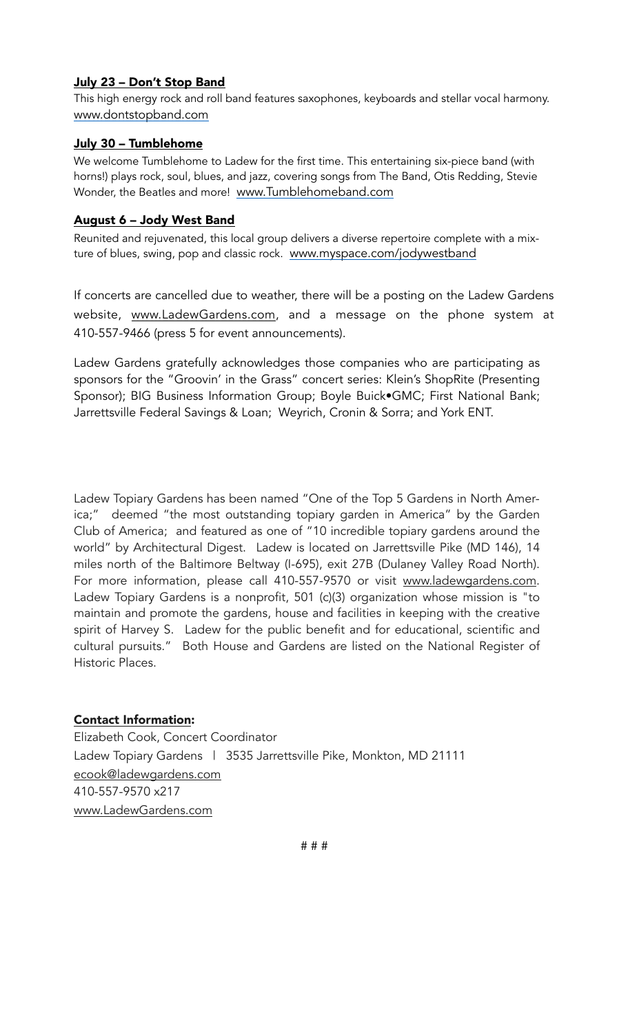**July 23 – Don't Stop Band**

This high energy rock and roll band features saxophones, keyboards and stellar vocal harmony. www.dontstopband.com

**July 30 – Tumblehome**

We welcome Tumblehome to Ladew for the first time. This entertaining six-piece band (with horns!) plays rock, soul, blues, and jazz, covering songs from The Band, Otis Redding, Stevie Wonder, the Beatles and more! www.Tumblehomeband.com

**August 6 – Jody West Band**

Reunited and rejuvenated, this local group delivers a diverse repertoire complete with a mixture of blues, swing, pop and classic rock. www.myspace.com/jodywestband

If concerts are cancelled due to weather, there will be a posting on the Ladew Gardens website, www.LadewGardens.com, and a message on the phone system at 410-557-9466 (press 5 for event announcements).

Ladew Gardens gratefully acknowledges those companies who are participating as sponsors for the "Groovin' in the Grass" concert series: Klein's ShopRite (Presenting Sponsor); BIG Business Information Group; Boyle Buick•GMC; First National Bank; Jarrettsville Federal Savings & Loan; Weyrich, Cronin & Sorra; and York ENT.

Ladew Topiary Gardens has been named "One of the Top 5 Gardens in North America;" deemed "the most outstanding topiary garden in America" by the Garden Club of America; and featured as one of "10 incredible topiary gardens around the world" by Architectural Digest. Ladew is located on Jarrettsville Pike (MD 146), 14 miles north of the Baltimore Beltway (I-695), exit 27B (Dulaney Valley Road North). For more information, please call 410-557-9570 or visit www.ladewgardens.com. Ladew Topiary Gardens is a nonprofit, 501 (c)(3) organization whose mission is "to maintain and promote the gardens, house and facilities in keeping with the creative spirit of Harvey S. Ladew for the public benefit and for educational, scientific and cultural pursuits." Both House and Gardens are listed on the National Register of Historic Places.

**Contact Information:**

Elizabeth Cook, Concert Coordinator
Ladew Topiary Gardens | 3535 Jarrettsville Pike, Monkton, MD 21111
ecook@ladewgardens.com
410-557-9570 x217
www.LadewGardens.com

# # #